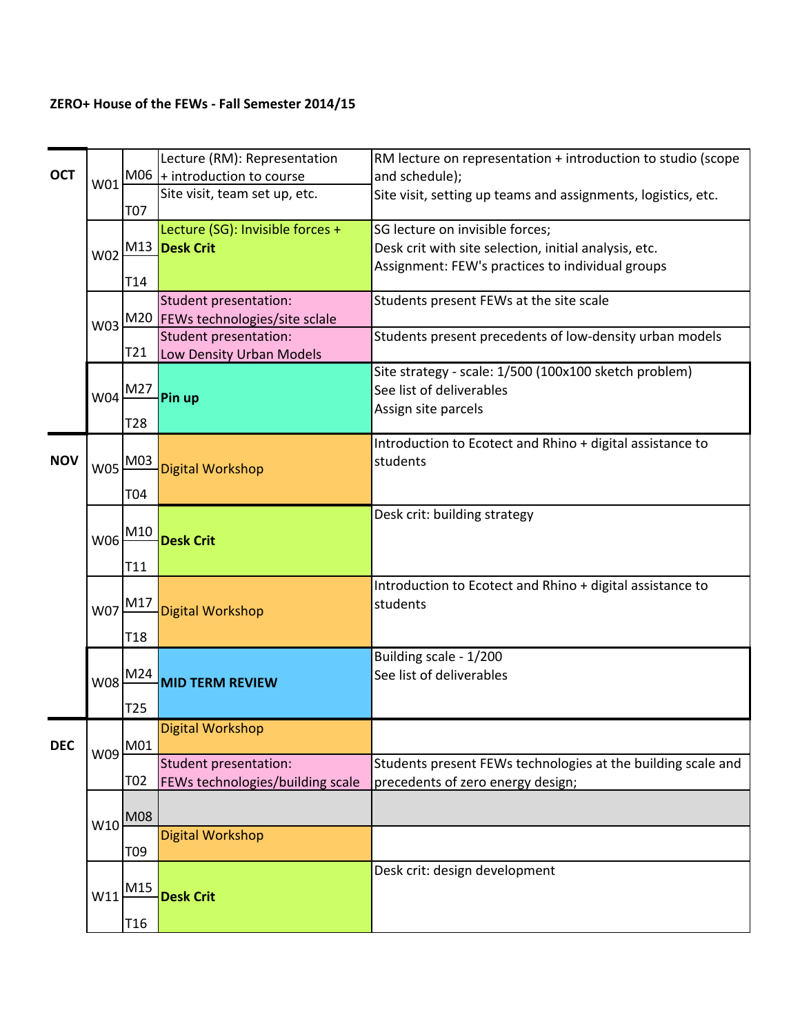**ZERO+ House of the FEWs - Fall Semester 2014/15**

| Month | Week | Day | Activity | Description |
|---|---|---|---|---|
| OCT | W01 | M06 | Lecture (RM): Representation + introduction to course | RM lecture on representation + introduction to studio (scope and schedule); |
| | | T07 | Site visit, team set up, etc. | Site visit, setting up teams and assignments, logistics, etc. |
| | W02 | M13 / T14 | Lecture (SG): Invisible forces + **Desk Crit** | SG lecture on invisible forces;<br>Desk crit with site selection, initial analysis, etc.<br>Assignment: FEW's practices to individual groups |
| | W03 | M20 | Student presentation: FEWs technologies/site sclale | Students present FEWs at the site scale |
| | | T21 | Student presentation: Low Density Urban Models | Students present precedents of low-density urban models |
| | W04 | M27 / T28 | **Pin up** | Site strategy - scale: 1/500 (100x100 sketch problem)<br>See list of deliverables<br>Assign site parcels |
| NOV | W05 | M03 / T04 | Digital Workshop | Introduction to Ecotect and Rhino + digital assistance to students |
| | W06 | M10 / T11 | **Desk Crit** | Desk crit: building strategy |
| | W07 | M17 / T18 | Digital Workshop | Introduction to Ecotect and Rhino + digital assistance to students |
| | W08 | M24 / T25 | **MID TERM REVIEW** | Building scale - 1/200<br>See list of deliverables |
| DEC | W09 | M01 | Digital Workshop | |
| | | T02 | Student presentation: FEWs technologies/building scale | Students present FEWs technologies at the building scale and precedents of zero energy design; |
| | W10 | M08 | | |
| | | T09 | Digital Workshop | |
| | W11 | M15 / T16 | **Desk Crit** | Desk crit: design development |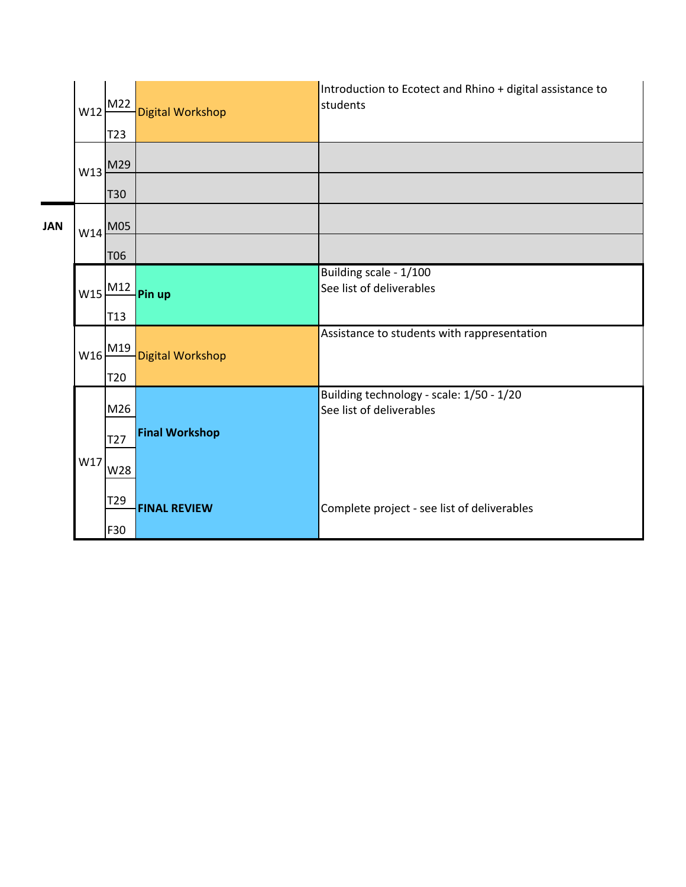| | | | | |
|---|---|---|---|---|
| | W12 | M22 | Digital Workshop | Introduction to Ecotect and Rhino + digital assistance to students |
| | | T23 | | |
| | W13 | M29 | | |
| | | T30 | | |
| **JAN** | W14 | M05 | | |
| | | T06 | | |
| | W15 | M12 | **Pin up** | Building scale - 1/100<br>See list of deliverables |
| | | T13 | | |
| | W16 | M19 | Digital Workshop | Assistance to students with rappresentation |
| | | T20 | | |
| | W17 | M26 | **Final Workshop** | Building technology - scale: 1/50 - 1/20<br>See list of deliverables |
| | | T27 | | |
| | | W28 | | |
| | | T29 | **FINAL REVIEW** | Complete project - see list of deliverables |
| | | F30 | | |